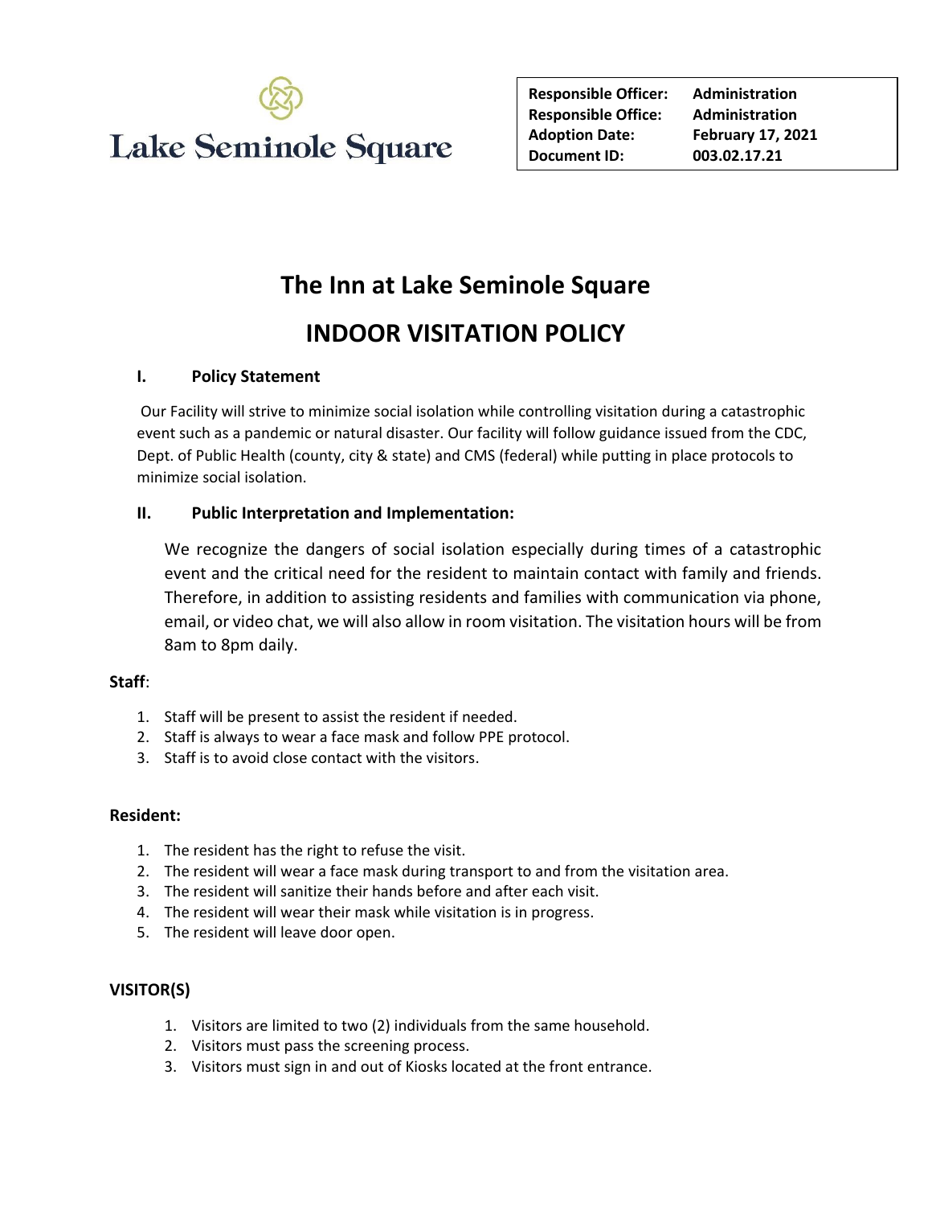Lake Seminole Square

| | |
|---|---|
| **Responsible Officer:** | **Administration** |
| **Responsible Office:** | **Administration** |
| **Adoption Date:** | **February 17, 2021** |
| **Document ID:** | **003.02.17.21** |

# The Inn at Lake Seminole Square

# INDOOR VISITATION POLICY

## I. Policy Statement

Our Facility will strive to minimize social isolation while controlling visitation during a catastrophic event such as a pandemic or natural disaster. Our facility will follow guidance issued from the CDC, Dept. of Public Health (county, city & state) and CMS (federal) while putting in place protocols to minimize social isolation.

## II. Public Interpretation and Implementation:

We recognize the dangers of social isolation especially during times of a catastrophic event and the critical need for the resident to maintain contact with family and friends. Therefore, in addition to assisting residents and families with communication via phone, email, or video chat, we will also allow in room visitation. The visitation hours will be from 8am to 8pm daily.

**Staff**:

1. Staff will be present to assist the resident if needed.
2. Staff is always to wear a face mask and follow PPE protocol.
3. Staff is to avoid close contact with the visitors.

**Resident:**

1. The resident has the right to refuse the visit.
2. The resident will wear a face mask during transport to and from the visitation area.
3. The resident will sanitize their hands before and after each visit.
4. The resident will wear their mask while visitation is in progress.
5. The resident will leave door open.

**VISITOR(S)**

1. Visitors are limited to two (2) individuals from the same household.
2. Visitors must pass the screening process.
3. Visitors must sign in and out of Kiosks located at the front entrance.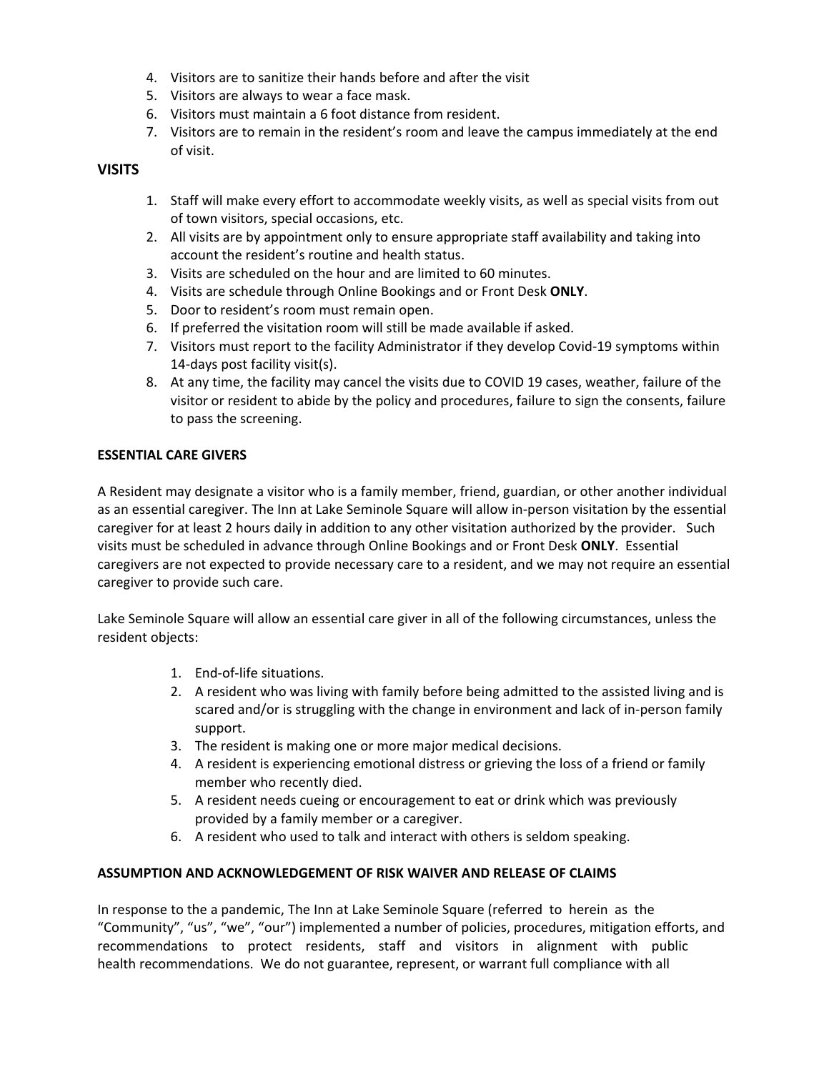4. Visitors are to sanitize their hands before and after the visit
5. Visitors are always to wear a face mask.
6. Visitors must maintain a 6 foot distance from resident.
7. Visitors are to remain in the resident's room and leave the campus immediately at the end of visit.

## VISITS

1. Staff will make every effort to accommodate weekly visits, as well as special visits from out of town visitors, special occasions, etc.
2. All visits are by appointment only to ensure appropriate staff availability and taking into account the resident's routine and health status.
3. Visits are scheduled on the hour and are limited to 60 minutes.
4. Visits are schedule through Online Bookings and or Front Desk **ONLY**.
5. Door to resident's room must remain open.
6. If preferred the visitation room will still be made available if asked.
7. Visitors must report to the facility Administrator if they develop Covid-19 symptoms within 14-days post facility visit(s).
8. At any time, the facility may cancel the visits due to COVID 19 cases, weather, failure of the visitor or resident to abide by the policy and procedures, failure to sign the consents, failure to pass the screening.

**ESSENTIAL CARE GIVERS**

A Resident may designate a visitor who is a family member, friend, guardian, or other another individual as an essential caregiver. The Inn at Lake Seminole Square will allow in-person visitation by the essential caregiver for at least 2 hours daily in addition to any other visitation authorized by the provider. Such visits must be scheduled in advance through Online Bookings and or Front Desk **ONLY**. Essential caregivers are not expected to provide necessary care to a resident, and we may not require an essential caregiver to provide such care.

Lake Seminole Square will allow an essential care giver in all of the following circumstances, unless the resident objects:

1. End-of-life situations.
2. A resident who was living with family before being admitted to the assisted living and is scared and/or is struggling with the change in environment and lack of in-person family support.
3. The resident is making one or more major medical decisions.
4. A resident is experiencing emotional distress or grieving the loss of a friend or family member who recently died.
5. A resident needs cueing or encouragement to eat or drink which was previously provided by a family member or a caregiver.
6. A resident who used to talk and interact with others is seldom speaking.

**ASSUMPTION AND ACKNOWLEDGEMENT OF RISK WAIVER AND RELEASE OF CLAIMS**

In response to the a pandemic, The Inn at Lake Seminole Square (referred to herein as the "Community", "us", "we", "our") implemented a number of policies, procedures, mitigation efforts, and recommendations to protect residents, staff and visitors in alignment with public health recommendations. We do not guarantee, represent, or warrant full compliance with all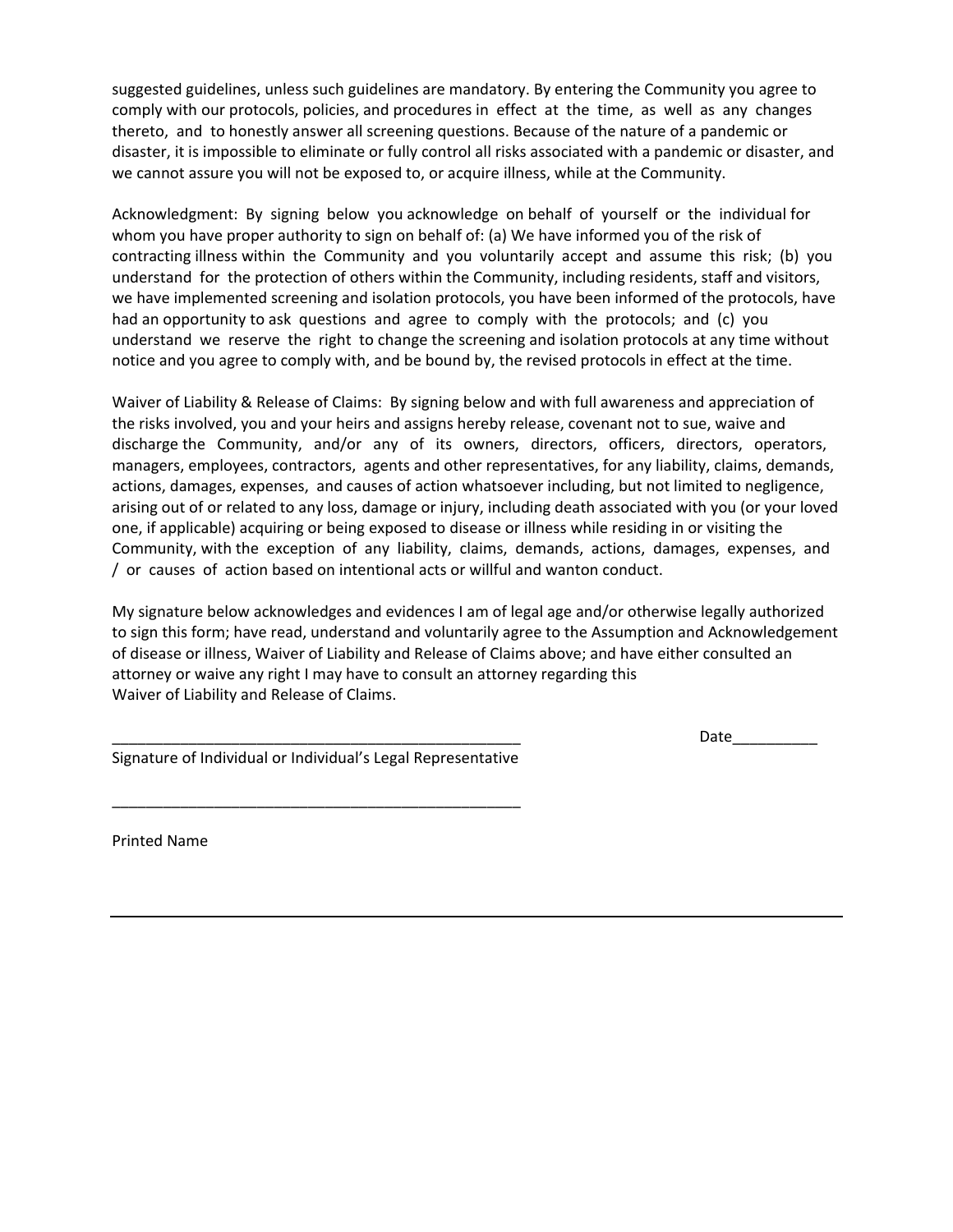suggested guidelines, unless such guidelines are mandatory. By entering the Community you agree to comply with our protocols, policies, and procedures in effect at the time, as well as any changes thereto, and to honestly answer all screening questions. Because of the nature of a pandemic or disaster, it is impossible to eliminate or fully control all risks associated with a pandemic or disaster, and we cannot assure you will not be exposed to, or acquire illness, while at the Community.

Acknowledgment: By signing below you acknowledge on behalf of yourself or the individual for whom you have proper authority to sign on behalf of: (a) We have informed you of the risk of contracting illness within the Community and you voluntarily accept and assume this risk; (b) you understand for the protection of others within the Community, including residents, staff and visitors, we have implemented screening and isolation protocols, you have been informed of the protocols, have had an opportunity to ask questions and agree to comply with the protocols; and (c) you understand we reserve the right to change the screening and isolation protocols at any time without notice and you agree to comply with, and be bound by, the revised protocols in effect at the time.

Waiver of Liability & Release of Claims: By signing below and with full awareness and appreciation of the risks involved, you and your heirs and assigns hereby release, covenant not to sue, waive and discharge the Community, and/or any of its owners, directors, officers, directors, operators, managers, employees, contractors, agents and other representatives, for any liability, claims, demands, actions, damages, expenses, and causes of action whatsoever including, but not limited to negligence, arising out of or related to any loss, damage or injury, including death associated with you (or your loved one, if applicable) acquiring or being exposed to disease or illness while residing in or visiting the Community, with the exception of any liability, claims, demands, actions, damages, expenses, and / or causes of action based on intentional acts or willful and wanton conduct.

My signature below acknowledges and evidences I am of legal age and/or otherwise legally authorized to sign this form; have read, understand and voluntarily agree to the Assumption and Acknowledgement of disease or illness, Waiver of Liability and Release of Claims above; and have either consulted an attorney or waive any right I may have to consult an attorney regarding this Waiver of Liability and Release of Claims.

\_\_\_\_\_\_\_\_\_\_\_\_\_\_\_\_\_\_\_\_\_\_\_\_\_\_\_\_\_\_\_\_\_\_\_\_\_\_\_\_\_\_\_\_\_\_\_\_\_\_ Date\_\_\_\_\_\_\_\_\_\_

Signature of Individual or Individual's Legal Representative

\_\_\_\_\_\_\_\_\_\_\_\_\_\_\_\_\_\_\_\_\_\_\_\_\_\_\_\_\_\_\_\_\_\_\_\_\_\_\_\_\_\_\_\_\_\_\_\_\_\_

Printed Name